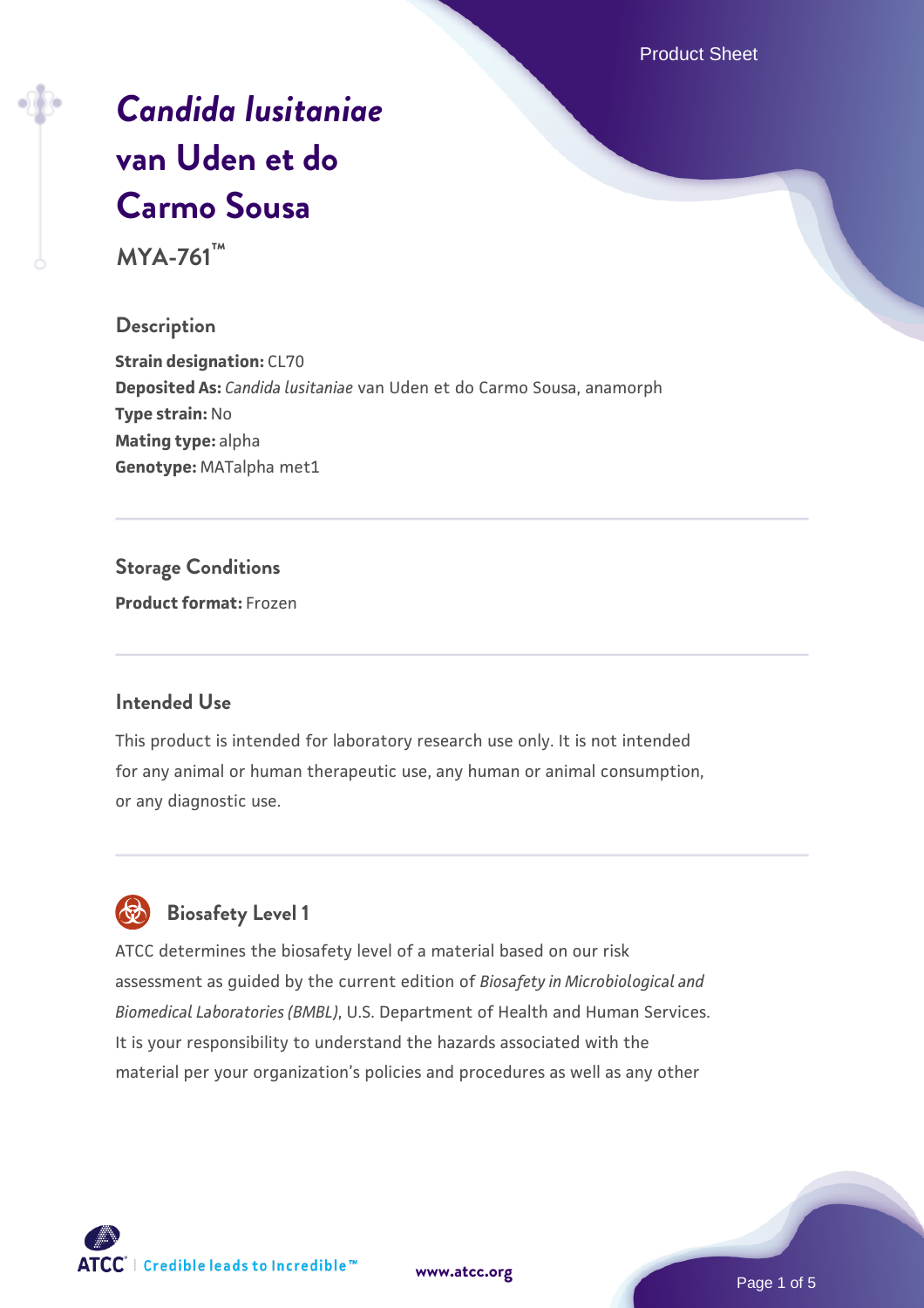# *Candida lusitaniae* van Uden et do Carmo Sousa

**MYA-761™**

## Description

**Strain designation:** CL70
**Deposited As:** *Candida lusitaniae* van Uden et do Carmo Sousa, anamorph
**Type strain:** No
**Mating type:** alpha
**Genotype:** MATalpha met1

## Storage Conditions

**Product format:** Frozen

## Intended Use

This product is intended for laboratory research use only. It is not intended for any animal or human therapeutic use, any human or animal consumption, or any diagnostic use.

## Biosafety Level 1

ATCC determines the biosafety level of a material based on our risk assessment as guided by the current edition of *Biosafety in Microbiological and Biomedical Laboratories (BMBL)*, U.S. Department of Health and Human Services. It is your responsibility to understand the hazards associated with the material per your organization's policies and procedures as well as any other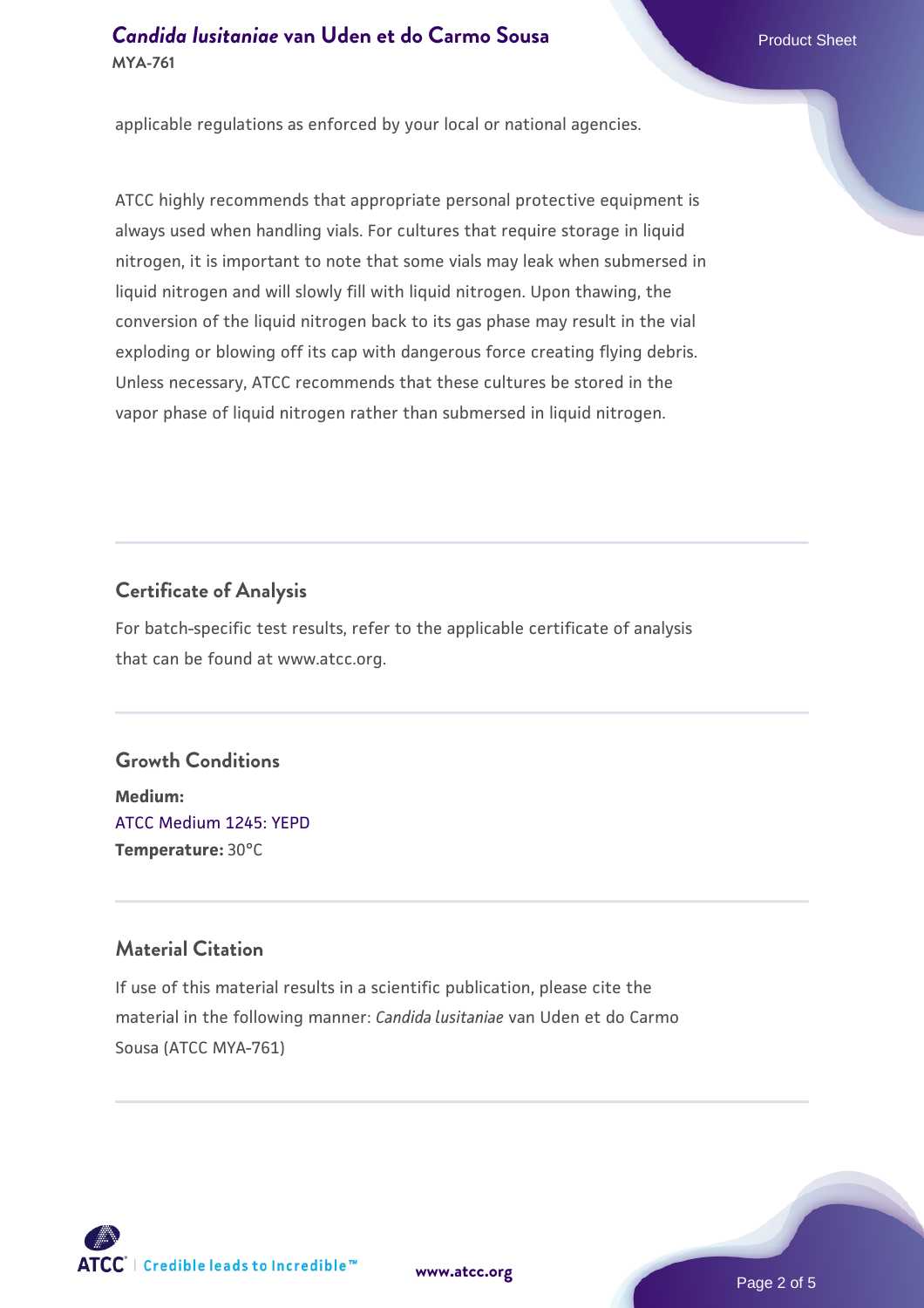applicable regulations as enforced by your local or national agencies.

ATCC highly recommends that appropriate personal protective equipment is always used when handling vials. For cultures that require storage in liquid nitrogen, it is important to note that some vials may leak when submersed in liquid nitrogen and will slowly fill with liquid nitrogen. Upon thawing, the conversion of the liquid nitrogen back to its gas phase may result in the vial exploding or blowing off its cap with dangerous force creating flying debris. Unless necessary, ATCC recommends that these cultures be stored in the vapor phase of liquid nitrogen rather than submersed in liquid nitrogen.

## Certificate of Analysis

For batch-specific test results, refer to the applicable certificate of analysis that can be found at www.atcc.org.

## Growth Conditions

**Medium:**
ATCC Medium 1245: YEPD
**Temperature:** 30°C

## Material Citation

If use of this material results in a scientific publication, please cite the material in the following manner: *Candida lusitaniae* van Uden et do Carmo Sousa (ATCC MYA-761)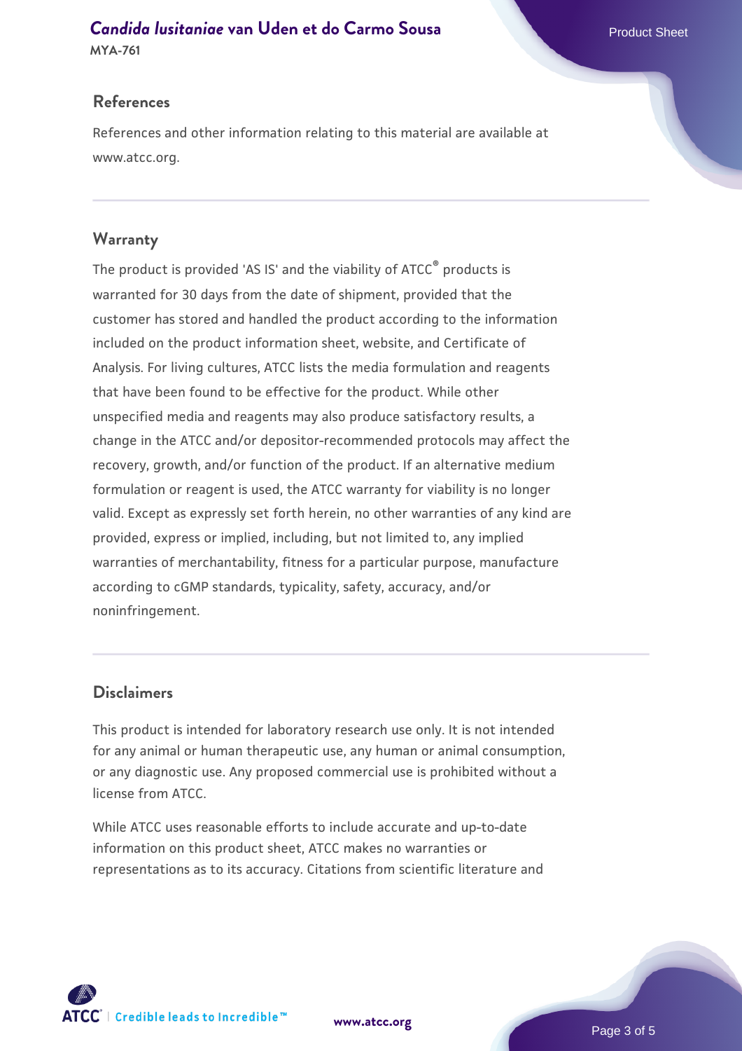## References

References and other information relating to this material are available at www.atcc.org.

## Warranty

The product is provided 'AS IS' and the viability of ATCC® products is warranted for 30 days from the date of shipment, provided that the customer has stored and handled the product according to the information included on the product information sheet, website, and Certificate of Analysis. For living cultures, ATCC lists the media formulation and reagents that have been found to be effective for the product. While other unspecified media and reagents may also produce satisfactory results, a change in the ATCC and/or depositor-recommended protocols may affect the recovery, growth, and/or function of the product. If an alternative medium formulation or reagent is used, the ATCC warranty for viability is no longer valid. Except as expressly set forth herein, no other warranties of any kind are provided, express or implied, including, but not limited to, any implied warranties of merchantability, fitness for a particular purpose, manufacture according to cGMP standards, typicality, safety, accuracy, and/or noninfringement.

## Disclaimers

This product is intended for laboratory research use only. It is not intended for any animal or human therapeutic use, any human or animal consumption, or any diagnostic use. Any proposed commercial use is prohibited without a license from ATCC.

While ATCC uses reasonable efforts to include accurate and up-to-date information on this product sheet, ATCC makes no warranties or representations as to its accuracy. Citations from scientific literature and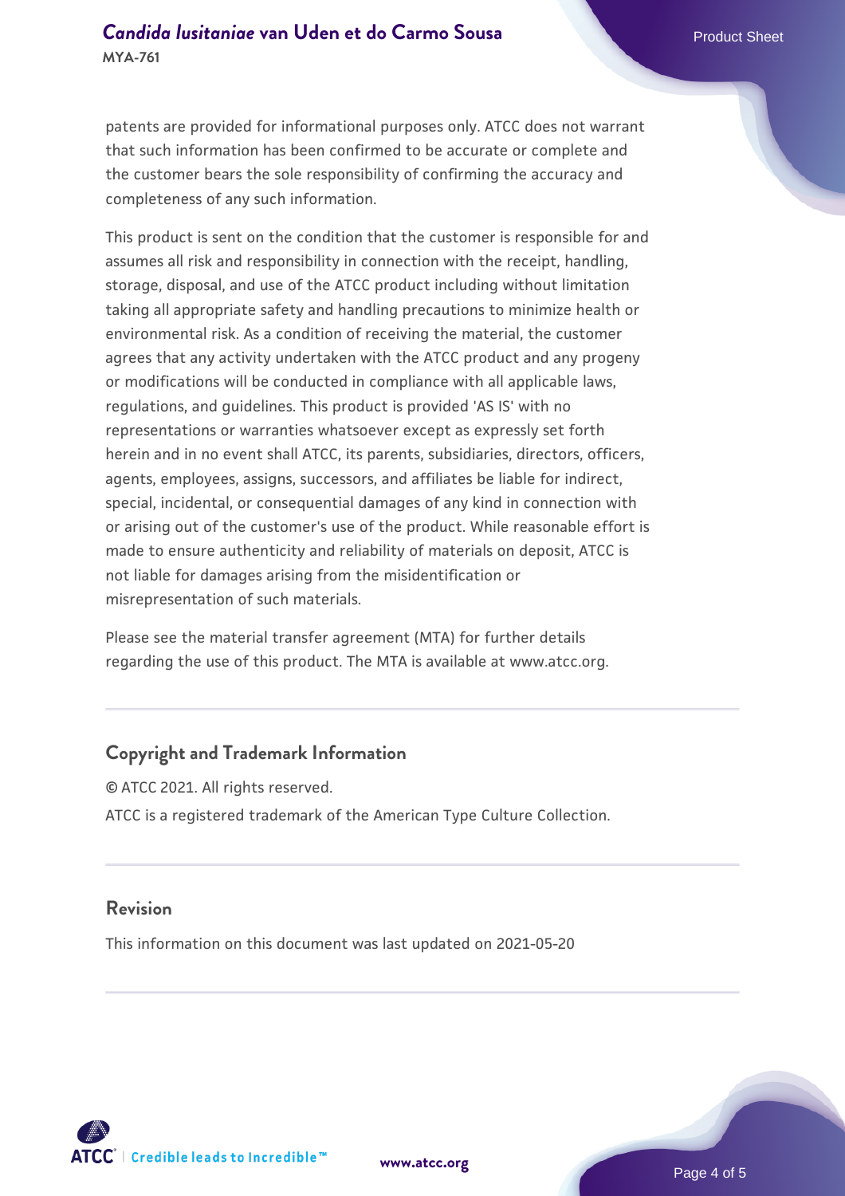patents are provided for informational purposes only. ATCC does not warrant that such information has been confirmed to be accurate or complete and the customer bears the sole responsibility of confirming the accuracy and completeness of any such information.

This product is sent on the condition that the customer is responsible for and assumes all risk and responsibility in connection with the receipt, handling, storage, disposal, and use of the ATCC product including without limitation taking all appropriate safety and handling precautions to minimize health or environmental risk. As a condition of receiving the material, the customer agrees that any activity undertaken with the ATCC product and any progeny or modifications will be conducted in compliance with all applicable laws, regulations, and guidelines. This product is provided 'AS IS' with no representations or warranties whatsoever except as expressly set forth herein and in no event shall ATCC, its parents, subsidiaries, directors, officers, agents, employees, assigns, successors, and affiliates be liable for indirect, special, incidental, or consequential damages of any kind in connection with or arising out of the customer's use of the product. While reasonable effort is made to ensure authenticity and reliability of materials on deposit, ATCC is not liable for damages arising from the misidentification or misrepresentation of such materials.

Please see the material transfer agreement (MTA) for further details regarding the use of this product. The MTA is available at www.atcc.org.

## Copyright and Trademark Information

© ATCC 2021. All rights reserved.

ATCC is a registered trademark of the American Type Culture Collection.

## Revision

This information on this document was last updated on 2021-05-20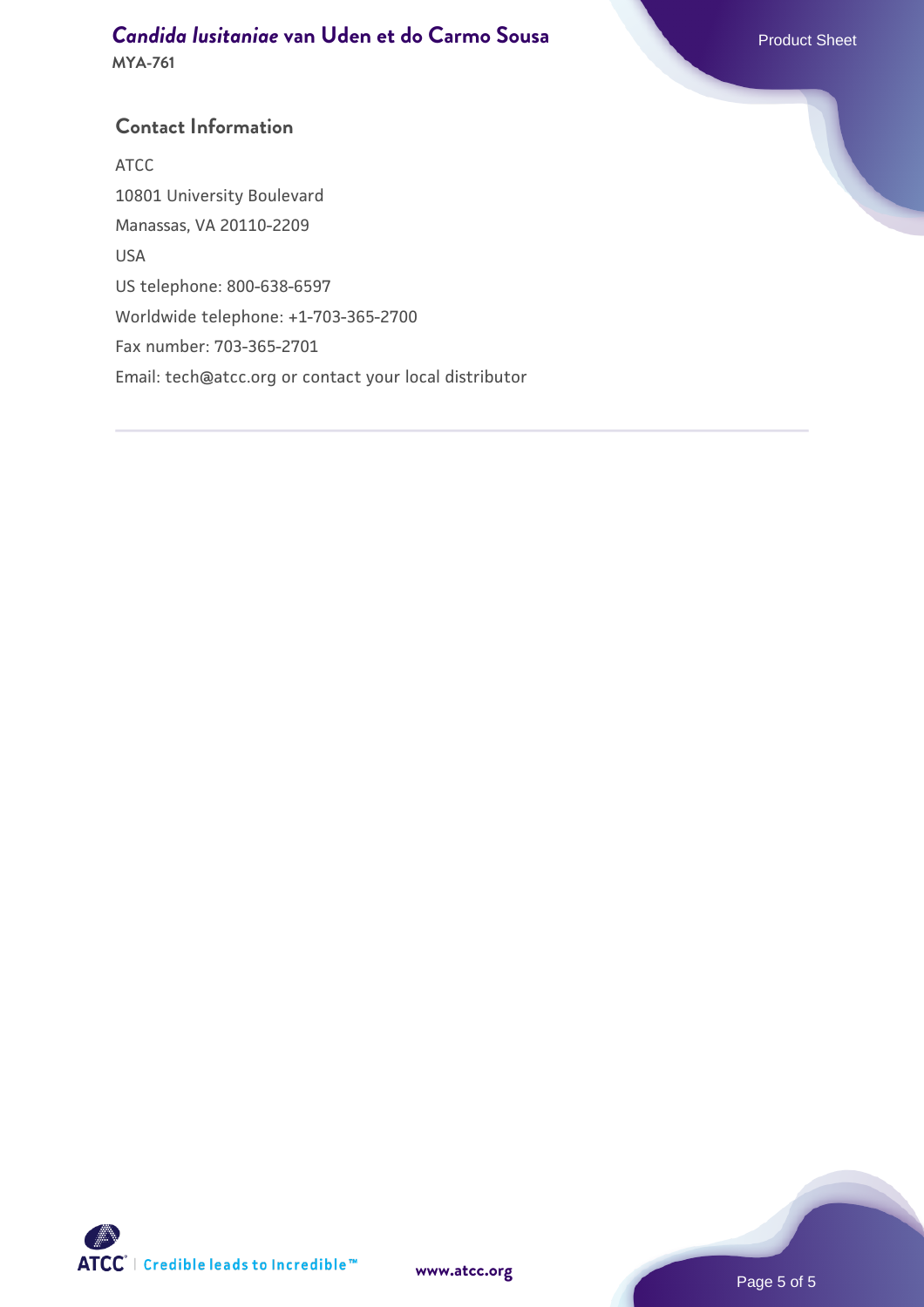## Contact Information

ATCC

10801 University Boulevard

Manassas, VA 20110-2209

USA

US telephone: 800-638-6597

Worldwide telephone: +1-703-365-2700

Fax number: 703-365-2701

Email: tech@atcc.org or contact your local distributor